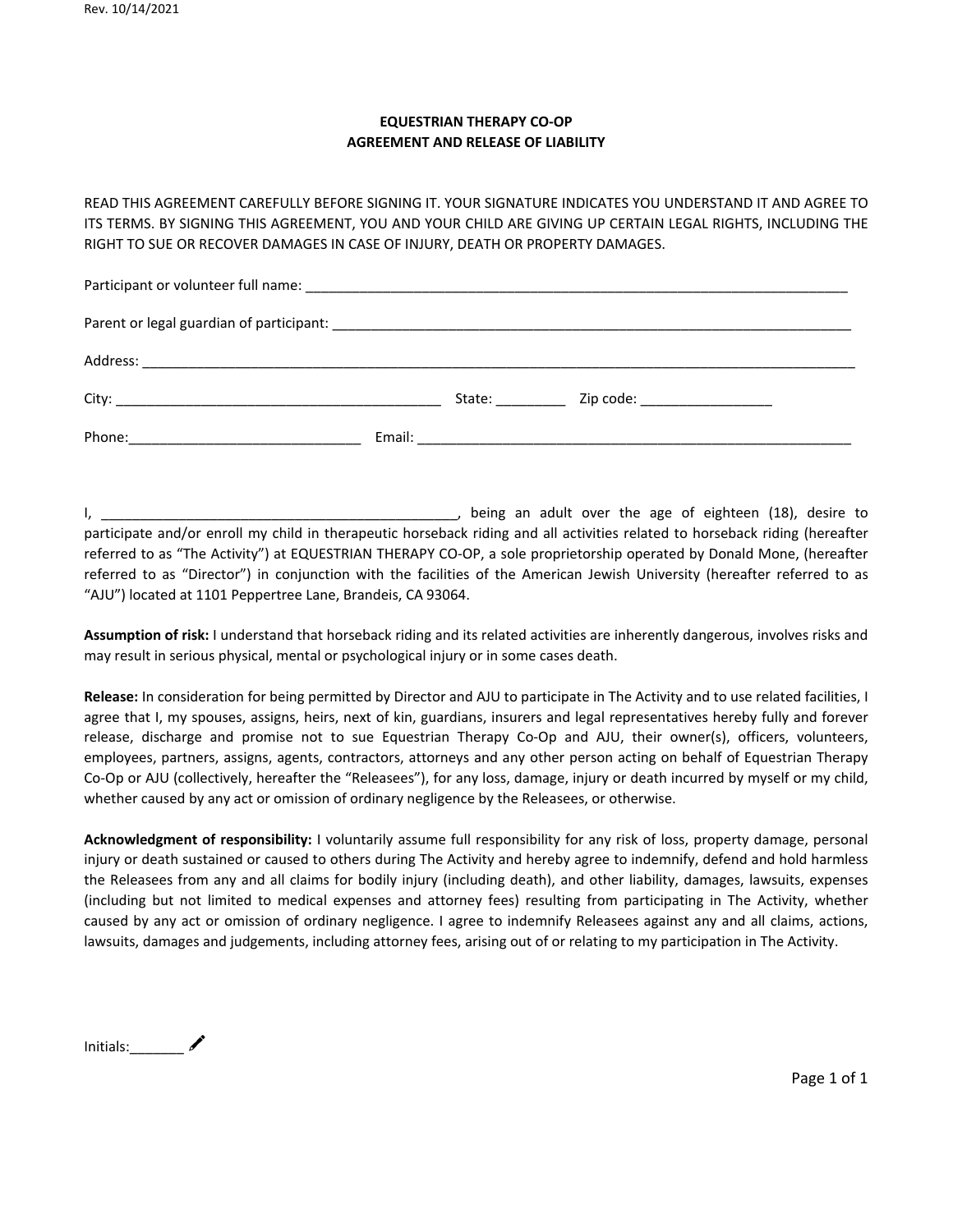Rev. 10/14/2021

**EQUESTRIAN THERAPY CO-OP**
**AGREEMENT AND RELEASE OF LIABILITY**

READ THIS AGREEMENT CAREFULLY BEFORE SIGNING IT. YOUR SIGNATURE INDICATES YOU UNDERSTAND IT AND AGREE TO ITS TERMS. BY SIGNING THIS AGREEMENT, YOU AND YOUR CHILD ARE GIVING UP CERTAIN LEGAL RIGHTS, INCLUDING THE RIGHT TO SUE OR RECOVER DAMAGES IN CASE OF INJURY, DEATH OR PROPERTY DAMAGES.

Participant or volunteer full name: ________________________________________________________________________

Parent or legal guardian of participant: ____________________________________________________________________

Address: ______________________________________________________________________________________________

City: ___________________________________________ State: _________ Zip code: _________________

Phone:______________________________ Email: _________________________________________________________

I, ______________________________________________, being an adult over the age of eighteen (18), desire to participate and/or enroll my child in therapeutic horseback riding and all activities related to horseback riding (hereafter referred to as "The Activity") at EQUESTRIAN THERAPY CO-OP, a sole proprietorship operated by Donald Mone, (hereafter referred to as "Director") in conjunction with the facilities of the American Jewish University (hereafter referred to as "AJU") located at 1101 Peppertree Lane, Brandeis, CA 93064.

**Assumption of risk:** I understand that horseback riding and its related activities are inherently dangerous, involves risks and may result in serious physical, mental or psychological injury or in some cases death.

**Release:** In consideration for being permitted by Director and AJU to participate in The Activity and to use related facilities, I agree that I, my spouses, assigns, heirs, next of kin, guardians, insurers and legal representatives hereby fully and forever release, discharge and promise not to sue Equestrian Therapy Co-Op and AJU, their owner(s), officers, volunteers, employees, partners, assigns, agents, contractors, attorneys and any other person acting on behalf of Equestrian Therapy Co-Op or AJU (collectively, hereafter the "Releasees"), for any loss, damage, injury or death incurred by myself or my child, whether caused by any act or omission of ordinary negligence by the Releasees, or otherwise.

**Acknowledgment of responsibility:** I voluntarily assume full responsibility for any risk of loss, property damage, personal injury or death sustained or caused to others during The Activity and hereby agree to indemnify, defend and hold harmless the Releasees from any and all claims for bodily injury (including death), and other liability, damages, lawsuits, expenses (including but not limited to medical expenses and attorney fees) resulting from participating in The Activity, whether caused by any act or omission of ordinary negligence. I agree to indemnify Releasees against any and all claims, actions, lawsuits, damages and judgements, including attorney fees, arising out of or relating to my participation in The Activity.

Initials:_______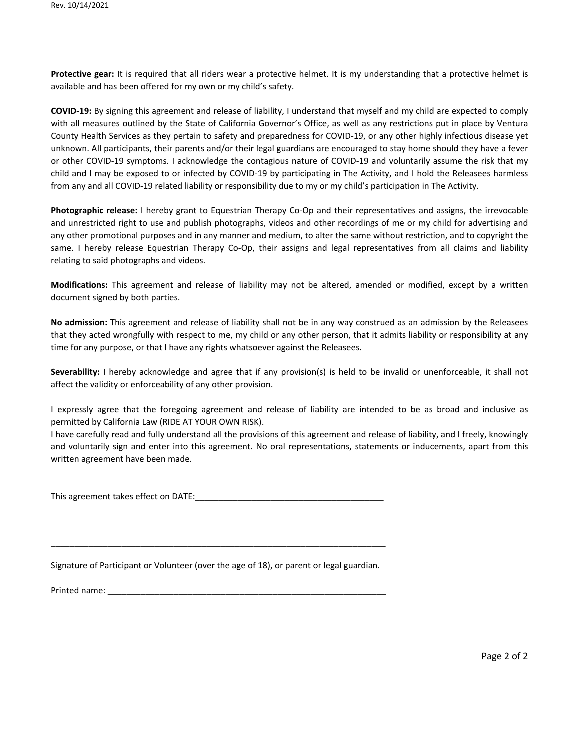**Protective gear:** It is required that all riders wear a protective helmet. It is my understanding that a protective helmet is available and has been offered for my own or my child's safety.

**COVID-19:** By signing this agreement and release of liability, I understand that myself and my child are expected to comply with all measures outlined by the State of California Governor's Office, as well as any restrictions put in place by Ventura County Health Services as they pertain to safety and preparedness for COVID-19, or any other highly infectious disease yet unknown. All participants, their parents and/or their legal guardians are encouraged to stay home should they have a fever or other COVID-19 symptoms. I acknowledge the contagious nature of COVID-19 and voluntarily assume the risk that my child and I may be exposed to or infected by COVID-19 by participating in The Activity, and I hold the Releasees harmless from any and all COVID-19 related liability or responsibility due to my or my child's participation in The Activity.

**Photographic release:** I hereby grant to Equestrian Therapy Co-Op and their representatives and assigns, the irrevocable and unrestricted right to use and publish photographs, videos and other recordings of me or my child for advertising and any other promotional purposes and in any manner and medium, to alter the same without restriction, and to copyright the same. I hereby release Equestrian Therapy Co-Op, their assigns and legal representatives from all claims and liability relating to said photographs and videos.

**Modifications:** This agreement and release of liability may not be altered, amended or modified, except by a written document signed by both parties.

**No admission:** This agreement and release of liability shall not be in any way construed as an admission by the Releasees that they acted wrongfully with respect to me, my child or any other person, that it admits liability or responsibility at any time for any purpose, or that I have any rights whatsoever against the Releasees.

**Severability:** I hereby acknowledge and agree that if any provision(s) is held to be invalid or unenforceable, it shall not affect the validity or enforceability of any other provision.

I expressly agree that the foregoing agreement and release of liability are intended to be as broad and inclusive as permitted by California Law (RIDE AT YOUR OWN RISK).
I have carefully read and fully understand all the provisions of this agreement and release of liability, and I freely, knowingly and voluntarily sign and enter into this agreement. No oral representations, statements or inducements, apart from this written agreement have been made.

This agreement takes effect on DATE:________________________________________

___________________________________________________________________________

Signature of Participant or Volunteer (over the age of 18), or parent or legal guardian.

Printed name: _____________________________________________________________